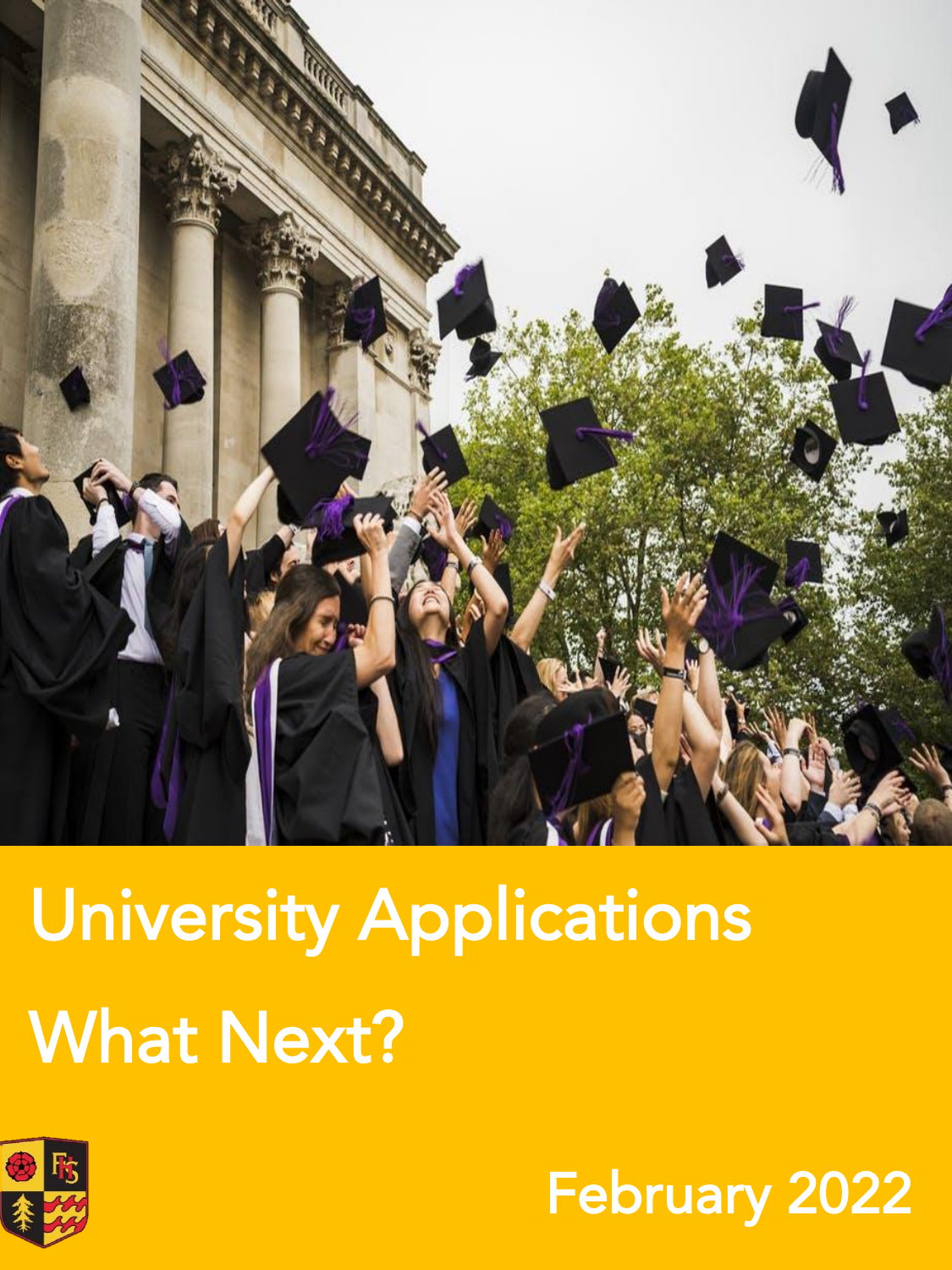# University Applications

## What Next?

February 2022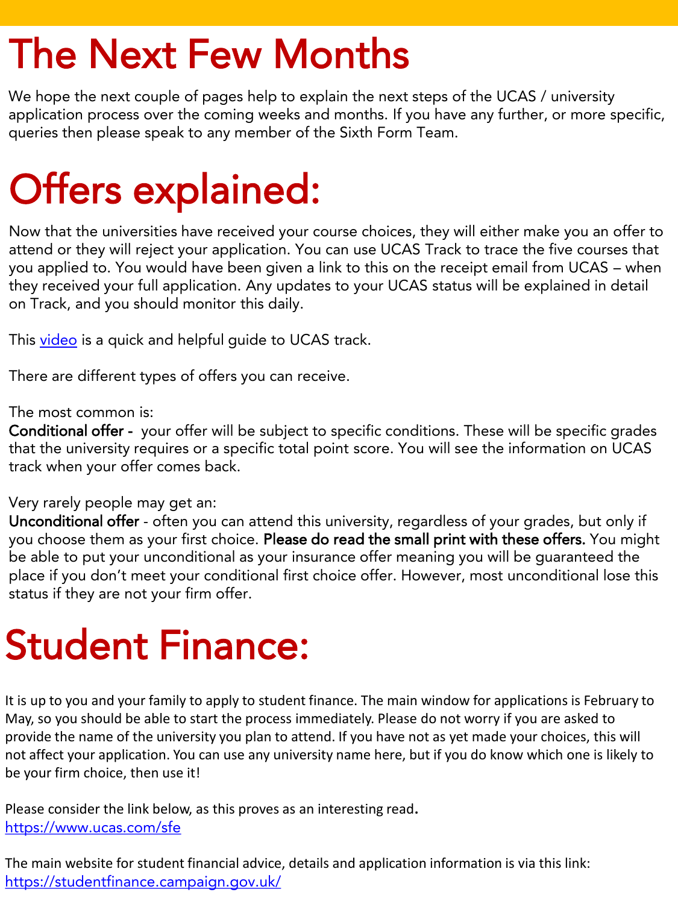# The Next Few Months

We hope the next couple of pages help to explain the next steps of the UCAS / university application process over the coming weeks and months. If you have any further, or more specific, queries then please speak to any member of the Sixth Form Team.

# Offers explained:

Now that the universities have received your course choices, they will either make you an offer to attend or they will reject your application. You can use UCAS Track to trace the five courses that you applied to. You would have been given a link to this on the receipt email from UCAS – when they received your full application. Any updates to your UCAS status will be explained in detail on Track, and you should monitor this daily.

This [video](#) is a quick and helpful guide to UCAS track.

There are different types of offers you can receive.

The most common is:
**Conditional offer -** your offer will be subject to specific conditions. These will be specific grades that the university requires or a specific total point score. You will see the information on UCAS track when your offer comes back.

Very rarely people may get an:
**Unconditional offer** - often you can attend this university, regardless of your grades, but only if you choose them as your first choice. **Please do read the small print with these offers.** You might be able to put your unconditional as your insurance offer meaning you will be guaranteed the place if you don't meet your conditional first choice offer. However, most unconditional lose this status if they are not your firm offer.

# Student Finance:

It is up to you and your family to apply to student finance. The main window for applications is February to May, so you should be able to start the process immediately. Please do not worry if you are asked to provide the name of the university you plan to attend. If you have not as yet made your choices, this will not affect your application. You can use any university name here, but if you do know which one is likely to be your firm choice, then use it!

Please consider the link below, as this proves as an interesting read.
https://www.ucas.com/sfe

The main website for student financial advice, details and application information is via this link:
https://studentfinance.campaign.gov.uk/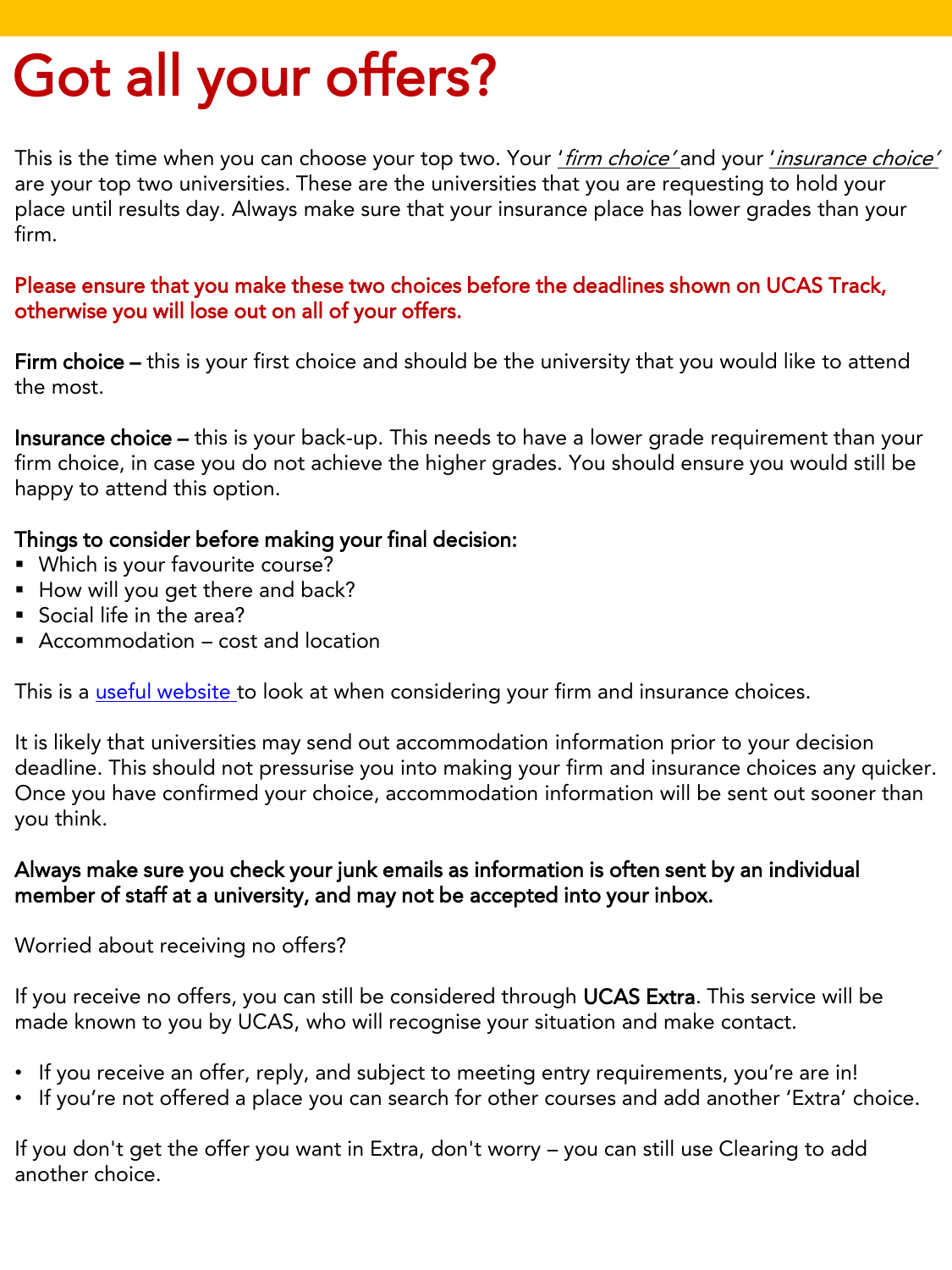# Got all your offers?

This is the time when you can choose your top two. Your '*firm choice*' and your '*insurance choice*' are your top two universities. These are the universities that you are requesting to hold your place until results day. Always make sure that your insurance place has lower grades than your firm.

**Please ensure that you make these two choices before the deadlines shown on UCAS Track, otherwise you will lose out on all of your offers.**

**Firm choice –** this is your first choice and should be the university that you would like to attend the most.

**Insurance choice –** this is your back-up. This needs to have a lower grade requirement than your firm choice, in case you do not achieve the higher grades. You should ensure you would still be happy to attend this option.

**Things to consider before making your final decision:**

- Which is your favourite course?
- How will you get there and back?
- Social life in the area?
- Accommodation – cost and location

This is a useful website to look at when considering your firm and insurance choices.

It is likely that universities may send out accommodation information prior to your decision deadline. This should not pressurise you into making your firm and insurance choices any quicker. Once you have confirmed your choice, accommodation information will be sent out sooner than you think.

**Always make sure you check your junk emails as information is often sent by an individual member of staff at a university, and may not be accepted into your inbox.**

Worried about receiving no offers?

If you receive no offers, you can still be considered through **UCAS Extra**. This service will be made known to you by UCAS, who will recognise your situation and make contact.

- If you receive an offer, reply, and subject to meeting entry requirements, you're are in!
- If you're not offered a place you can search for other courses and add another 'Extra' choice.

If you don't get the offer you want in Extra, don't worry – you can still use Clearing to add another choice.